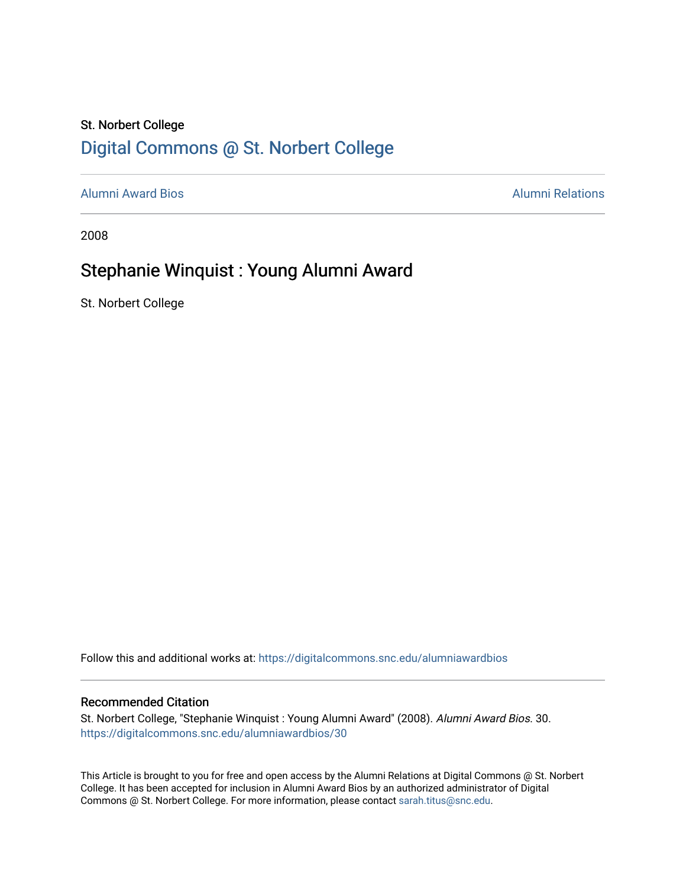St. Norbert College

# Digital Commons @ St. Norbert College

Alumni Award Bios | Alumni Relations

2008

## Stephanie Winquist : Young Alumni Award

St. Norbert College

Follow this and additional works at: https://digitalcommons.snc.edu/alumniawardbios

### Recommended Citation

St. Norbert College, "Stephanie Winquist : Young Alumni Award" (2008). *Alumni Award Bios*. 30.
https://digitalcommons.snc.edu/alumniawardbios/30

This Article is brought to you for free and open access by the Alumni Relations at Digital Commons @ St. Norbert College. It has been accepted for inclusion in Alumni Award Bios by an authorized administrator of Digital Commons @ St. Norbert College. For more information, please contact sarah.titus@snc.edu.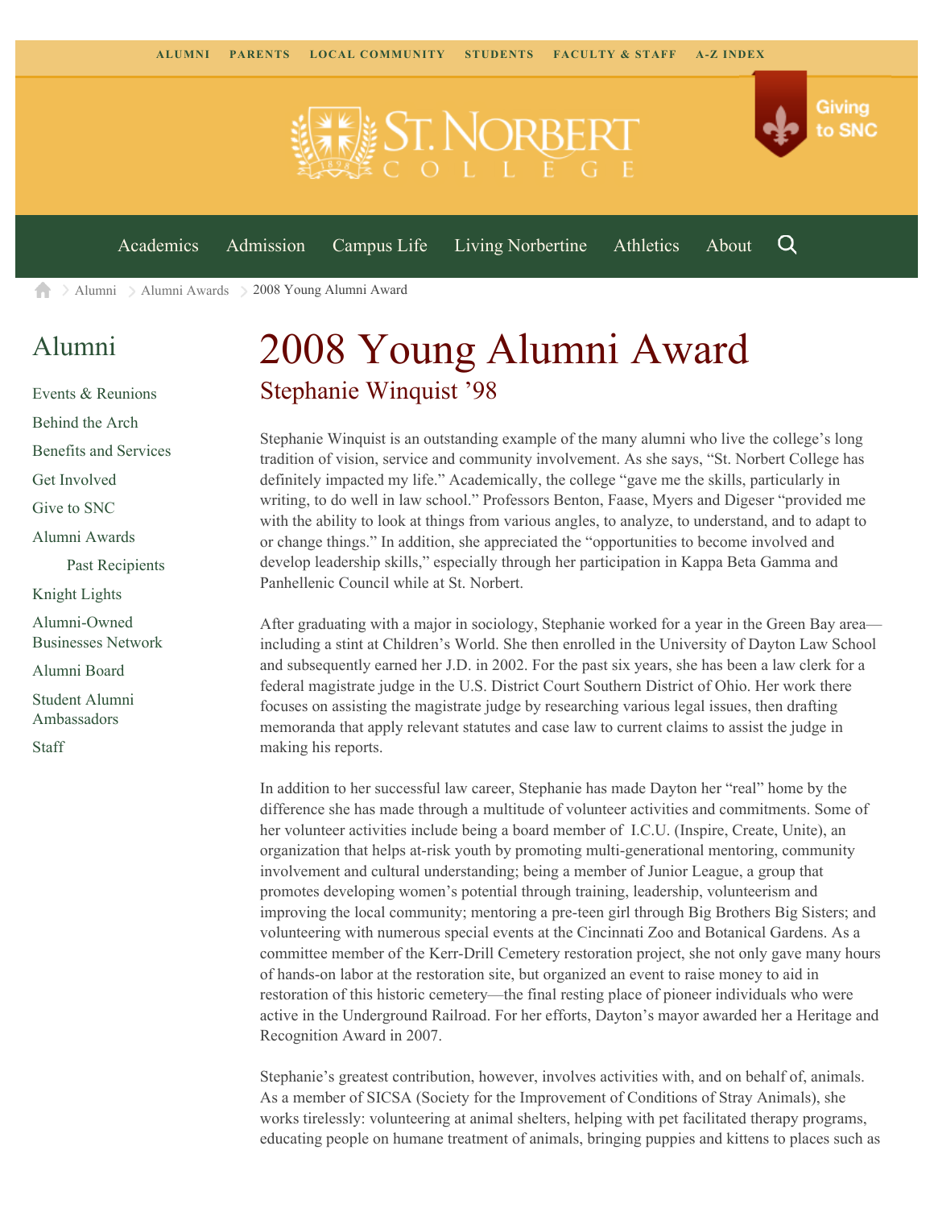ALUMNI PARENTS LOCAL COMMUNITY STUDENTS FACULTY & STAFF A-Z INDEX

Giving to SNC

Academics Admission Campus Life Living Norbertine Athletics About

Alumni > Alumni Awards > 2008 Young Alumni Award

## Alumni

- Events & Reunions
- Behind the Arch
- Benefits and Services
- Get Involved
- Give to SNC
- Alumni Awards
  - Past Recipients
- Knight Lights
- Alumni-Owned Businesses Network
- Alumni Board
- Student Alumni Ambassadors
- Staff

# 2008 Young Alumni Award

## Stephanie Winquist '98

Stephanie Winquist is an outstanding example of the many alumni who live the college's long tradition of vision, service and community involvement. As she says, "St. Norbert College has definitely impacted my life." Academically, the college "gave me the skills, particularly in writing, to do well in law school." Professors Benton, Faase, Myers and Digeser "provided me with the ability to look at things from various angles, to analyze, to understand, and to adapt to or change things." In addition, she appreciated the "opportunities to become involved and develop leadership skills," especially through her participation in Kappa Beta Gamma and Panhellenic Council while at St. Norbert.

After graduating with a major in sociology, Stephanie worked for a year in the Green Bay area—including a stint at Children's World. She then enrolled in the University of Dayton Law School and subsequently earned her J.D. in 2002. For the past six years, she has been a law clerk for a federal magistrate judge in the U.S. District Court Southern District of Ohio. Her work there focuses on assisting the magistrate judge by researching various legal issues, then drafting memoranda that apply relevant statutes and case law to current claims to assist the judge in making his reports.

In addition to her successful law career, Stephanie has made Dayton her "real" home by the difference she has made through a multitude of volunteer activities and commitments. Some of her volunteer activities include being a board member of I.C.U. (Inspire, Create, Unite), an organization that helps at-risk youth by promoting multi-generational mentoring, community involvement and cultural understanding; being a member of Junior League, a group that promotes developing women's potential through training, leadership, volunteerism and improving the local community; mentoring a pre-teen girl through Big Brothers Big Sisters; and volunteering with numerous special events at the Cincinnati Zoo and Botanical Gardens. As a committee member of the Kerr-Drill Cemetery restoration project, she not only gave many hours of hands-on labor at the restoration site, but organized an event to raise money to aid in restoration of this historic cemetery—the final resting place of pioneer individuals who were active in the Underground Railroad. For her efforts, Dayton's mayor awarded her a Heritage and Recognition Award in 2007.

Stephanie's greatest contribution, however, involves activities with, and on behalf of, animals. As a member of SICSA (Society for the Improvement of Conditions of Stray Animals), she works tirelessly: volunteering at animal shelters, helping with pet facilitated therapy programs, educating people on humane treatment of animals, bringing puppies and kittens to places such as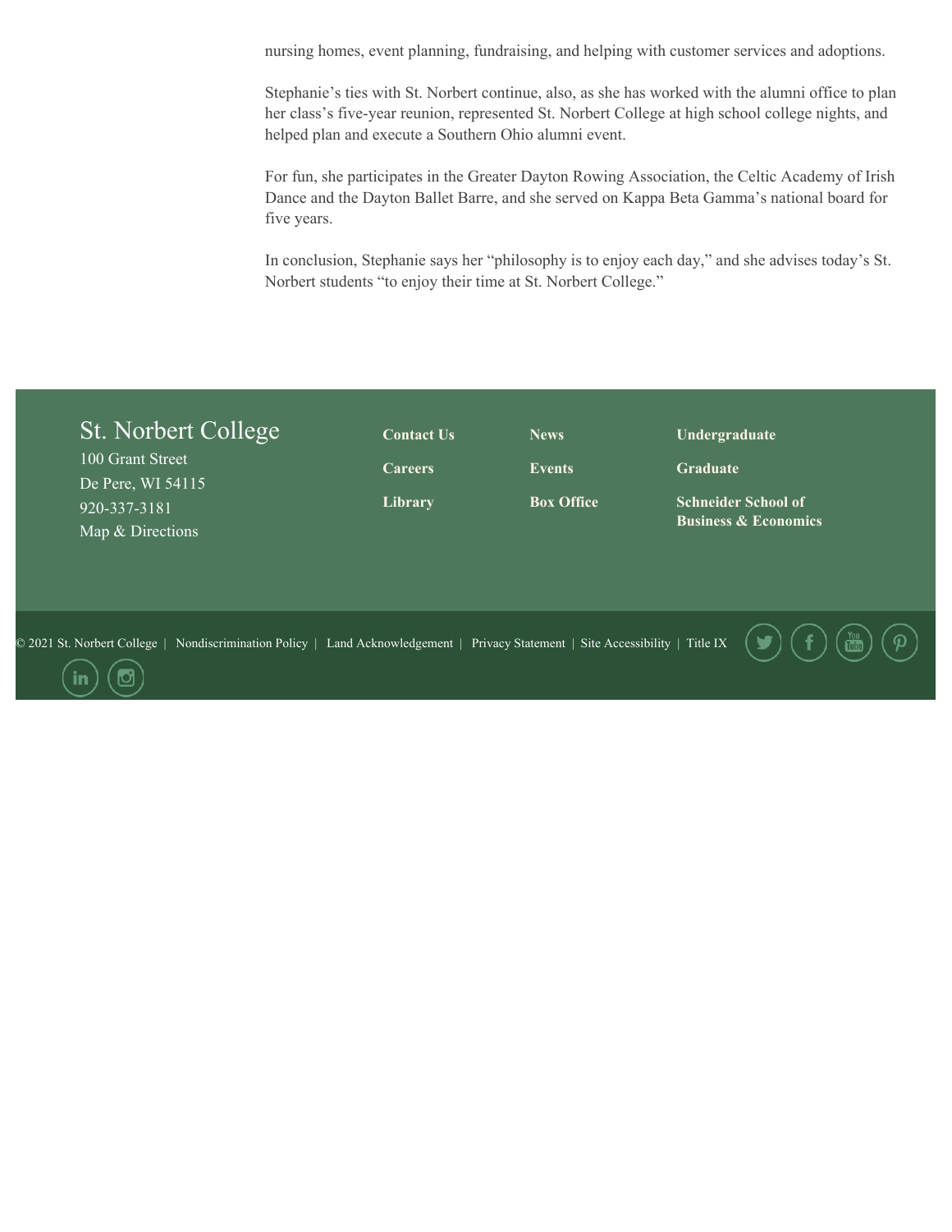nursing homes, event planning, fundraising, and helping with customer services and adoptions.

Stephanie's ties with St. Norbert continue, also, as she has worked with the alumni office to plan her class's five-year reunion, represented St. Norbert College at high school college nights, and helped plan and execute a Southern Ohio alumni event.

For fun, she participates in the Greater Dayton Rowing Association, the Celtic Academy of Irish Dance and the Dayton Ballet Barre, and she served on Kappa Beta Gamma's national board for five years.

In conclusion, Stephanie says her "philosophy is to enjoy each day," and she advises today's St. Norbert students "to enjoy their time at St. Norbert College."

St. Norbert College
100 Grant Street
De Pere, WI 54115
920-337-3181
Map & Directions

**Contact Us**
**Careers**
**Library**

**News**
**Events**
**Box Office**

**Undergraduate**
**Graduate**
**Schneider School of Business & Economics**

© 2021 St. Norbert College | Nondiscrimination Policy | Land Acknowledgement | Privacy Statement | Site Accessibility | Title IX